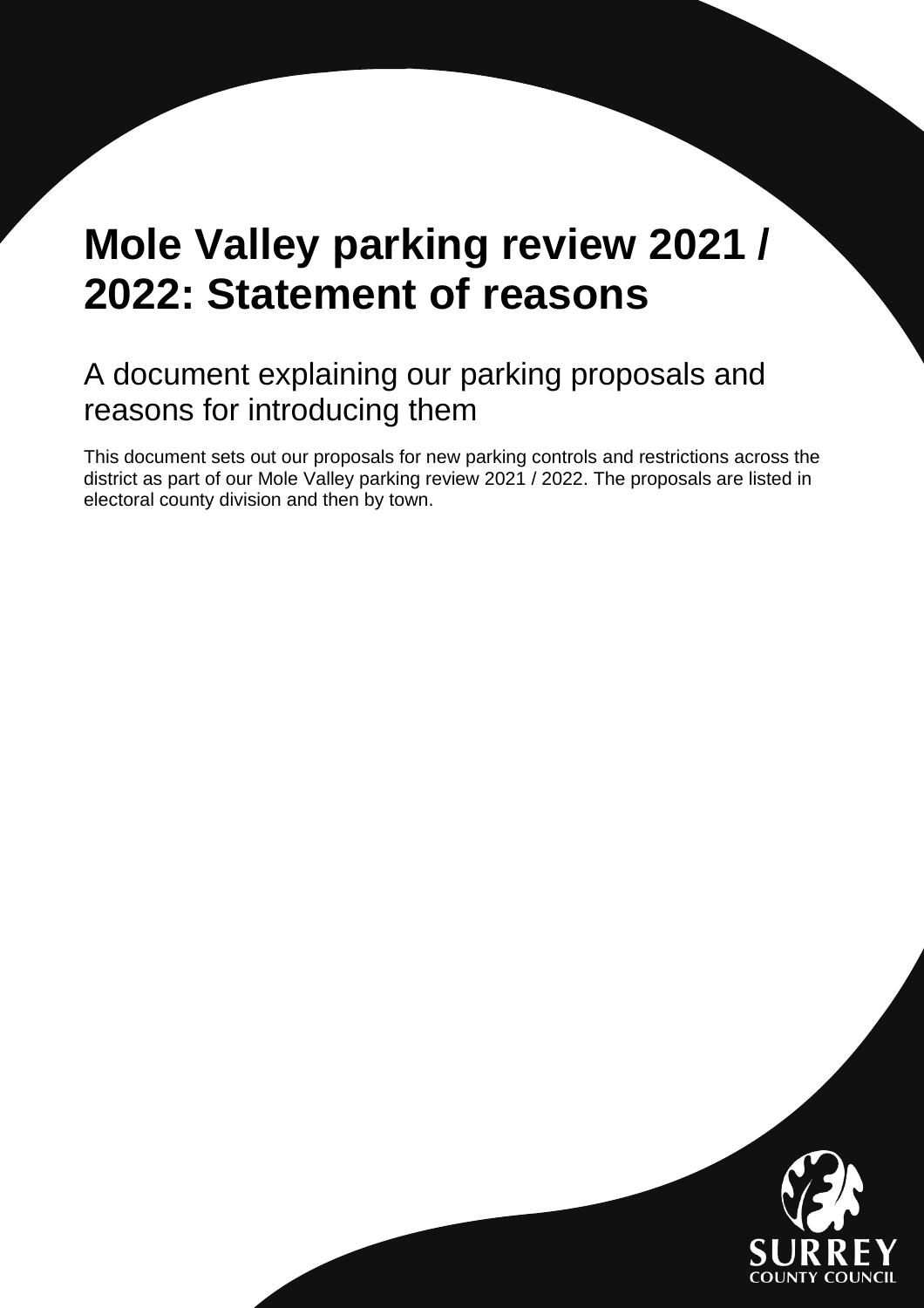# Mole Valley parking review 2021 / 2022: Statement of reasons

## A document explaining our parking proposals and reasons for introducing them

This document sets out our proposals for new parking controls and restrictions across the district as part of our Mole Valley parking review 2021 / 2022. The proposals are listed in electoral county division and then by town.

SURREY
COUNTY COUNCIL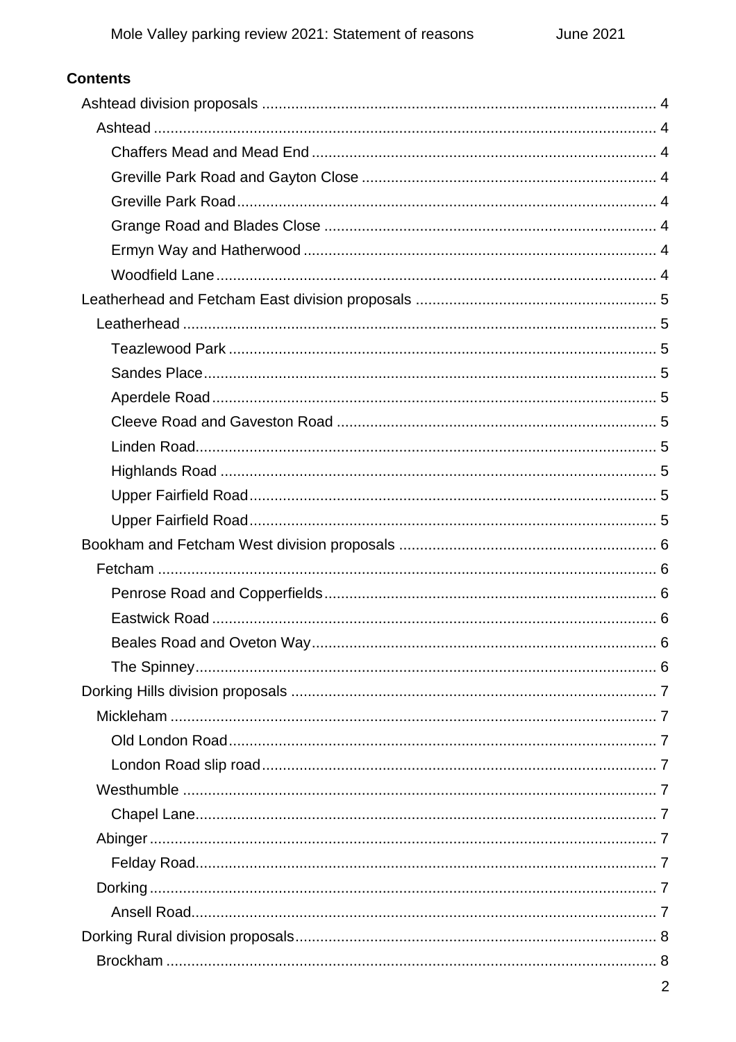## Contents

- Ashtead division proposals .............................................................................................. 4
  - Ashtead ........................................................................................................................ 4
    - Chaffers Mead and Mead End .................................................................................. 4
    - Greville Park Road and Gayton Close ...................................................................... 4
    - Greville Park Road.................................................................................................... 4
    - Grange Road and Blades Close ............................................................................... 4
    - Ermyn Way and Hatherwood .................................................................................... 4
    - Woodfield Lane......................................................................................................... 4
- Leatherhead and Fetcham East division proposals .......................................................... 5
  - Leatherhead ................................................................................................................. 5
    - Teazlewood Park ...................................................................................................... 5
    - Sandes Place............................................................................................................ 5
    - Aperdele Road .......................................................................................................... 5
    - Cleeve Road and Gaveston Road ............................................................................ 5
    - Linden Road.............................................................................................................. 5
    - Highlands Road ........................................................................................................ 5
    - Upper Fairfield Road................................................................................................. 5
    - Upper Fairfield Road................................................................................................. 5
- Bookham and Fetcham West division proposals ............................................................. 6
  - Fetcham ....................................................................................................................... 6
    - Penrose Road and Copperfields............................................................................... 6
    - Eastwick Road .......................................................................................................... 6
    - Beales Road and Oveton Way.................................................................................. 6
    - The Spinney.............................................................................................................. 6
- Dorking Hills division proposals ....................................................................................... 7
  - Mickleham .................................................................................................................... 7
    - Old London Road...................................................................................................... 7
    - London Road slip road.............................................................................................. 7
  - Westhumble ................................................................................................................. 7
    - Chapel Lane.............................................................................................................. 7
  - Abinger......................................................................................................................... 7
    - Felday Road.............................................................................................................. 7
  - Dorking......................................................................................................................... 7
    - Ansell Road............................................................................................................... 7
- Dorking Rural division proposals...................................................................................... 8
  - Brockham ..................................................................................................................... 8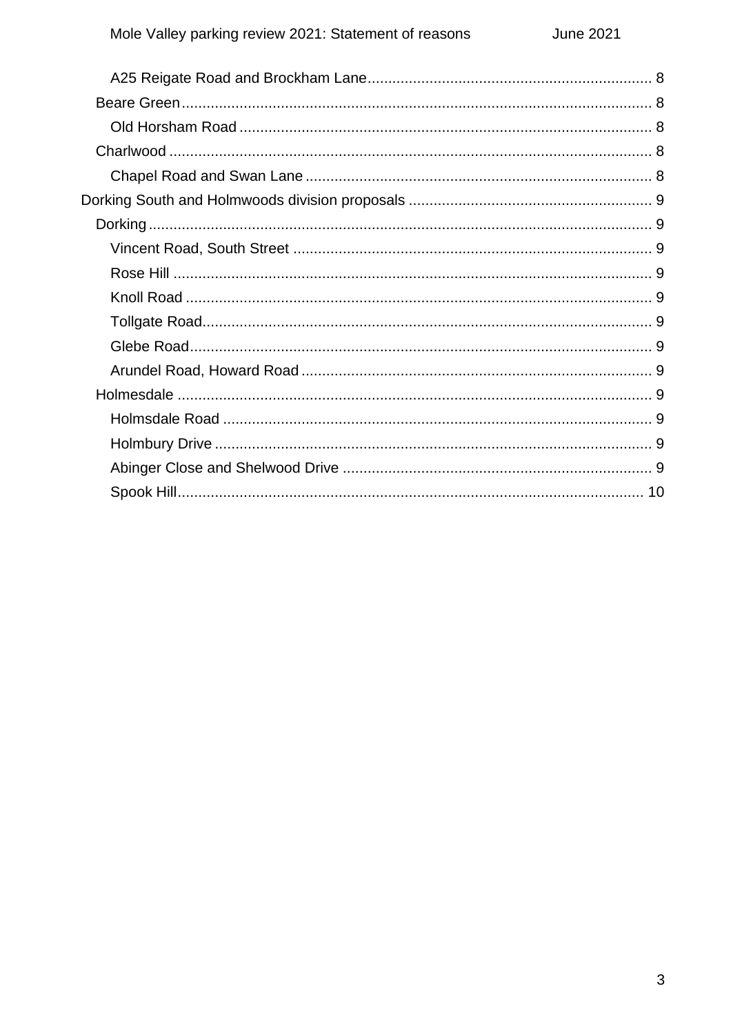- A25 Reigate Road and Brockham Lane .......... 8
- Beare Green .......... 8
  - Old Horsham Road .......... 8
- Charlwood .......... 8
  - Chapel Road and Swan Lane .......... 8

Dorking South and Holmwoods division proposals .......... 9

- Dorking .......... 9
  - Vincent Road, South Street .......... 9
  - Rose Hill .......... 9
  - Knoll Road .......... 9
  - Tollgate Road .......... 9
  - Glebe Road .......... 9
  - Arundel Road, Howard Road .......... 9
- Holmesdale .......... 9
  - Holmsdale Road .......... 9
  - Holmbury Drive .......... 9
  - Abinger Close and Shelwood Drive .......... 9
  - Spook Hill .......... 10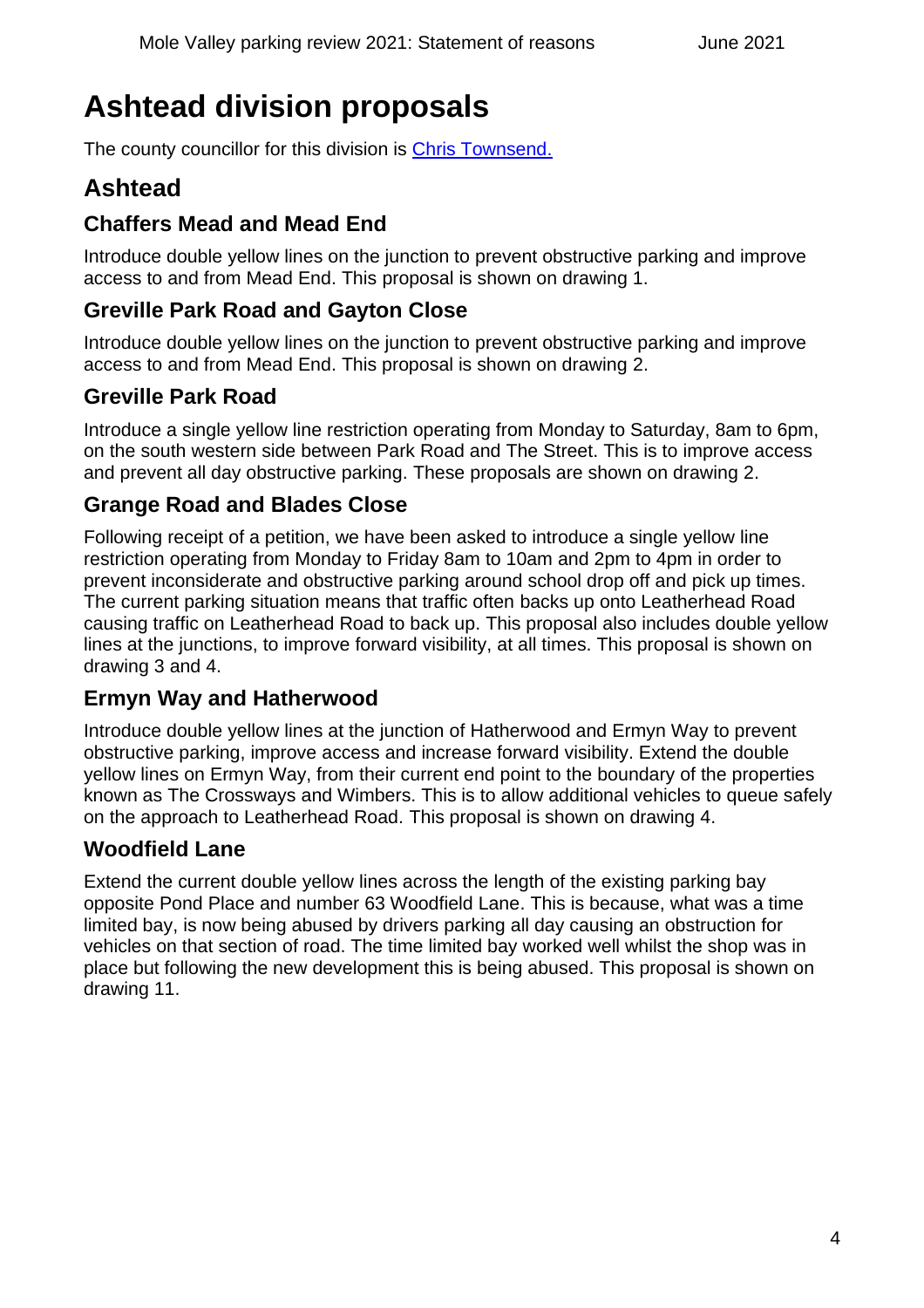# Ashtead division proposals

The county councillor for this division is [Chris Townsend.]

## Ashtead

### Chaffers Mead and Mead End

Introduce double yellow lines on the junction to prevent obstructive parking and improve access to and from Mead End. This proposal is shown on drawing 1.

### Greville Park Road and Gayton Close

Introduce double yellow lines on the junction to prevent obstructive parking and improve access to and from Mead End. This proposal is shown on drawing 2.

### Greville Park Road

Introduce a single yellow line restriction operating from Monday to Saturday, 8am to 6pm, on the south western side between Park Road and The Street. This is to improve access and prevent all day obstructive parking. These proposals are shown on drawing 2.

### Grange Road and Blades Close

Following receipt of a petition, we have been asked to introduce a single yellow line restriction operating from Monday to Friday 8am to 10am and 2pm to 4pm in order to prevent inconsiderate and obstructive parking around school drop off and pick up times. The current parking situation means that traffic often backs up onto Leatherhead Road causing traffic on Leatherhead Road to back up. This proposal also includes double yellow lines at the junctions, to improve forward visibility, at all times. This proposal is shown on drawing 3 and 4.

### Ermyn Way and Hatherwood

Introduce double yellow lines at the junction of Hatherwood and Ermyn Way to prevent obstructive parking, improve access and increase forward visibility. Extend the double yellow lines on Ermyn Way, from their current end point to the boundary of the properties known as The Crossways and Wimbers. This is to allow additional vehicles to queue safely on the approach to Leatherhead Road. This proposal is shown on drawing 4.

### Woodfield Lane

Extend the current double yellow lines across the length of the existing parking bay opposite Pond Place and number 63 Woodfield Lane. This is because, what was a time limited bay, is now being abused by drivers parking all day causing an obstruction for vehicles on that section of road. The time limited bay worked well whilst the shop was in place but following the new development this is being abused. This proposal is shown on drawing 11.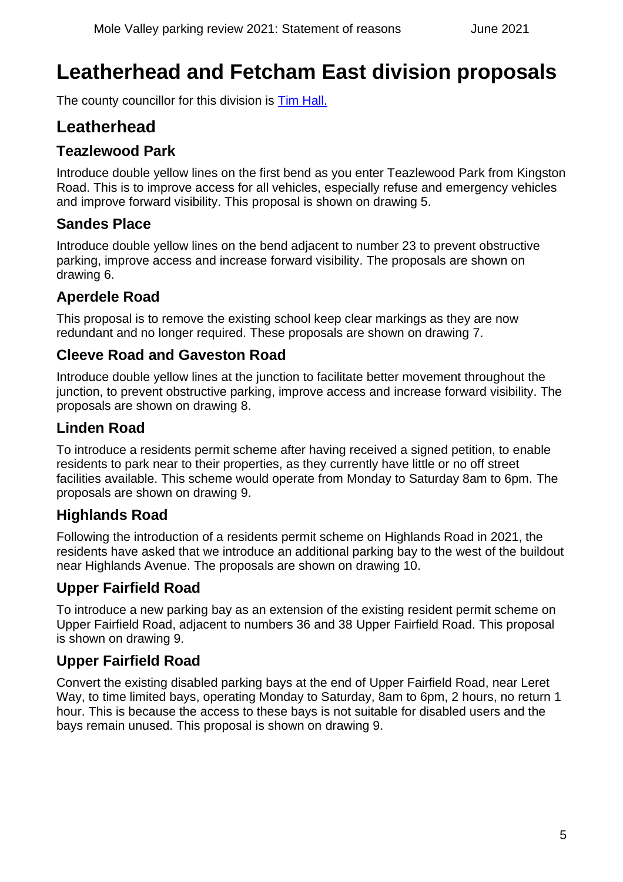# Leatherhead and Fetcham East division proposals

The county councillor for this division is [Tim Hall.]

## Leatherhead

### Teazlewood Park

Introduce double yellow lines on the first bend as you enter Teazlewood Park from Kingston Road. This is to improve access for all vehicles, especially refuse and emergency vehicles and improve forward visibility. This proposal is shown on drawing 5.

### Sandes Place

Introduce double yellow lines on the bend adjacent to number 23 to prevent obstructive parking, improve access and increase forward visibility. The proposals are shown on drawing 6.

### Aperdele Road

This proposal is to remove the existing school keep clear markings as they are now redundant and no longer required. These proposals are shown on drawing 7.

### Cleeve Road and Gaveston Road

Introduce double yellow lines at the junction to facilitate better movement throughout the junction, to prevent obstructive parking, improve access and increase forward visibility. The proposals are shown on drawing 8.

### Linden Road

To introduce a residents permit scheme after having received a signed petition, to enable residents to park near to their properties, as they currently have little or no off street facilities available. This scheme would operate from Monday to Saturday 8am to 6pm. The proposals are shown on drawing 9.

### Highlands Road

Following the introduction of a residents permit scheme on Highlands Road in 2021, the residents have asked that we introduce an additional parking bay to the west of the buildout near Highlands Avenue. The proposals are shown on drawing 10.

### Upper Fairfield Road

To introduce a new parking bay as an extension of the existing resident permit scheme on Upper Fairfield Road, adjacent to numbers 36 and 38 Upper Fairfield Road. This proposal is shown on drawing 9.

### Upper Fairfield Road

Convert the existing disabled parking bays at the end of Upper Fairfield Road, near Leret Way, to time limited bays, operating Monday to Saturday, 8am to 6pm, 2 hours, no return 1 hour. This is because the access to these bays is not suitable for disabled users and the bays remain unused. This proposal is shown on drawing 9.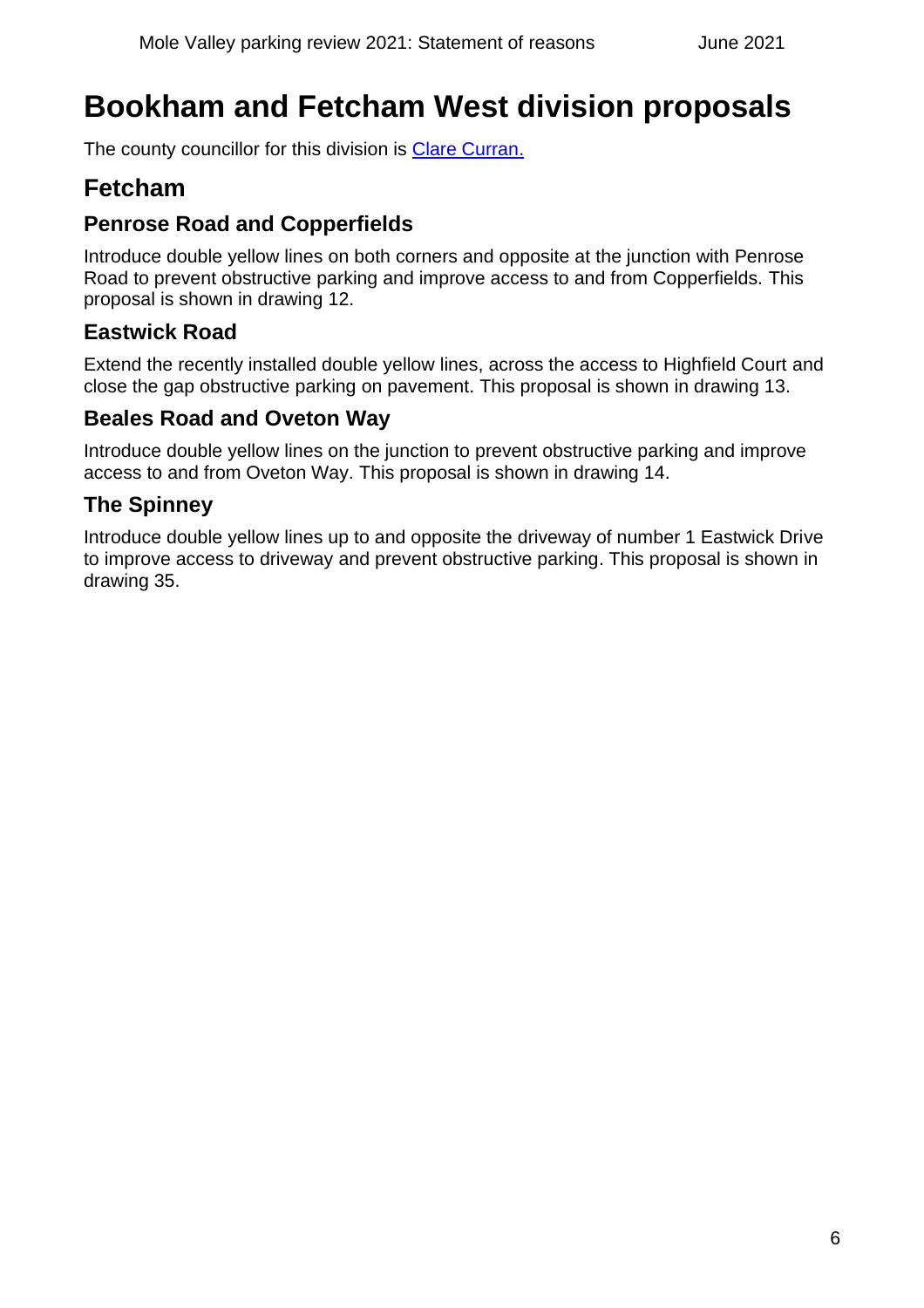# Bookham and Fetcham West division proposals

The county councillor for this division is [Clare Curran.]

## Fetcham

### Penrose Road and Copperfields

Introduce double yellow lines on both corners and opposite at the junction with Penrose Road to prevent obstructive parking and improve access to and from Copperfields. This proposal is shown in drawing 12.

### Eastwick Road

Extend the recently installed double yellow lines, across the access to Highfield Court and close the gap obstructive parking on pavement. This proposal is shown in drawing 13.

### Beales Road and Oveton Way

Introduce double yellow lines on the junction to prevent obstructive parking and improve access to and from Oveton Way. This proposal is shown in drawing 14.

### The Spinney

Introduce double yellow lines up to and opposite the driveway of number 1 Eastwick Drive to improve access to driveway and prevent obstructive parking. This proposal is shown in drawing 35.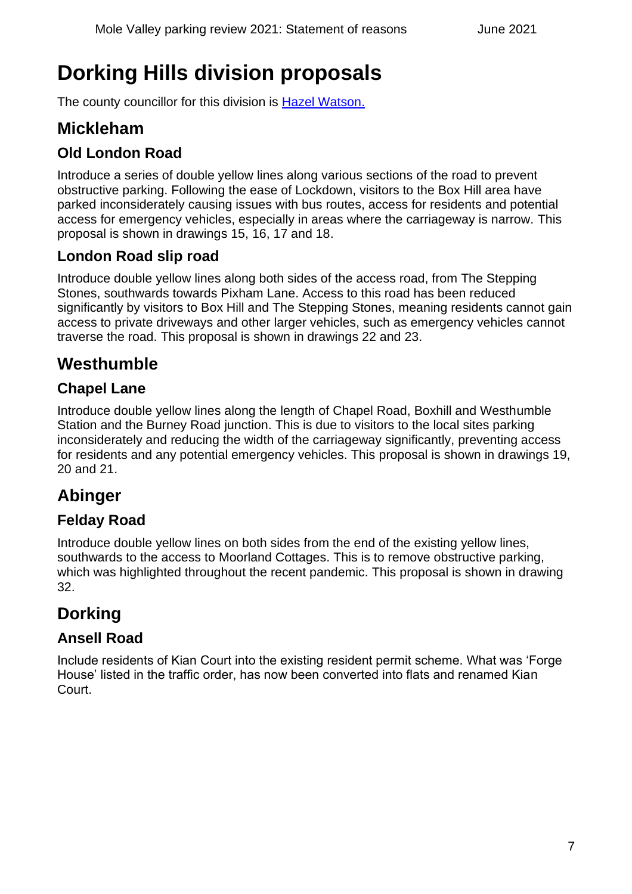# Dorking Hills division proposals

The county councillor for this division is [Hazel Watson.]

## Mickleham

### Old London Road

Introduce a series of double yellow lines along various sections of the road to prevent obstructive parking. Following the ease of Lockdown, visitors to the Box Hill area have parked inconsiderately causing issues with bus routes, access for residents and potential access for emergency vehicles, especially in areas where the carriageway is narrow. This proposal is shown in drawings 15, 16, 17 and 18.

### London Road slip road

Introduce double yellow lines along both sides of the access road, from The Stepping Stones, southwards towards Pixham Lane. Access to this road has been reduced significantly by visitors to Box Hill and The Stepping Stones, meaning residents cannot gain access to private driveways and other larger vehicles, such as emergency vehicles cannot traverse the road. This proposal is shown in drawings 22 and 23.

## Westhumble

### Chapel Lane

Introduce double yellow lines along the length of Chapel Road, Boxhill and Westhumble Station and the Burney Road junction. This is due to visitors to the local sites parking inconsiderately and reducing the width of the carriageway significantly, preventing access for residents and any potential emergency vehicles. This proposal is shown in drawings 19, 20 and 21.

## Abinger

### Felday Road

Introduce double yellow lines on both sides from the end of the existing yellow lines, southwards to the access to Moorland Cottages. This is to remove obstructive parking, which was highlighted throughout the recent pandemic. This proposal is shown in drawing 32.

## Dorking

### Ansell Road

Include residents of Kian Court into the existing resident permit scheme. What was 'Forge House' listed in the traffic order, has now been converted into flats and renamed Kian Court.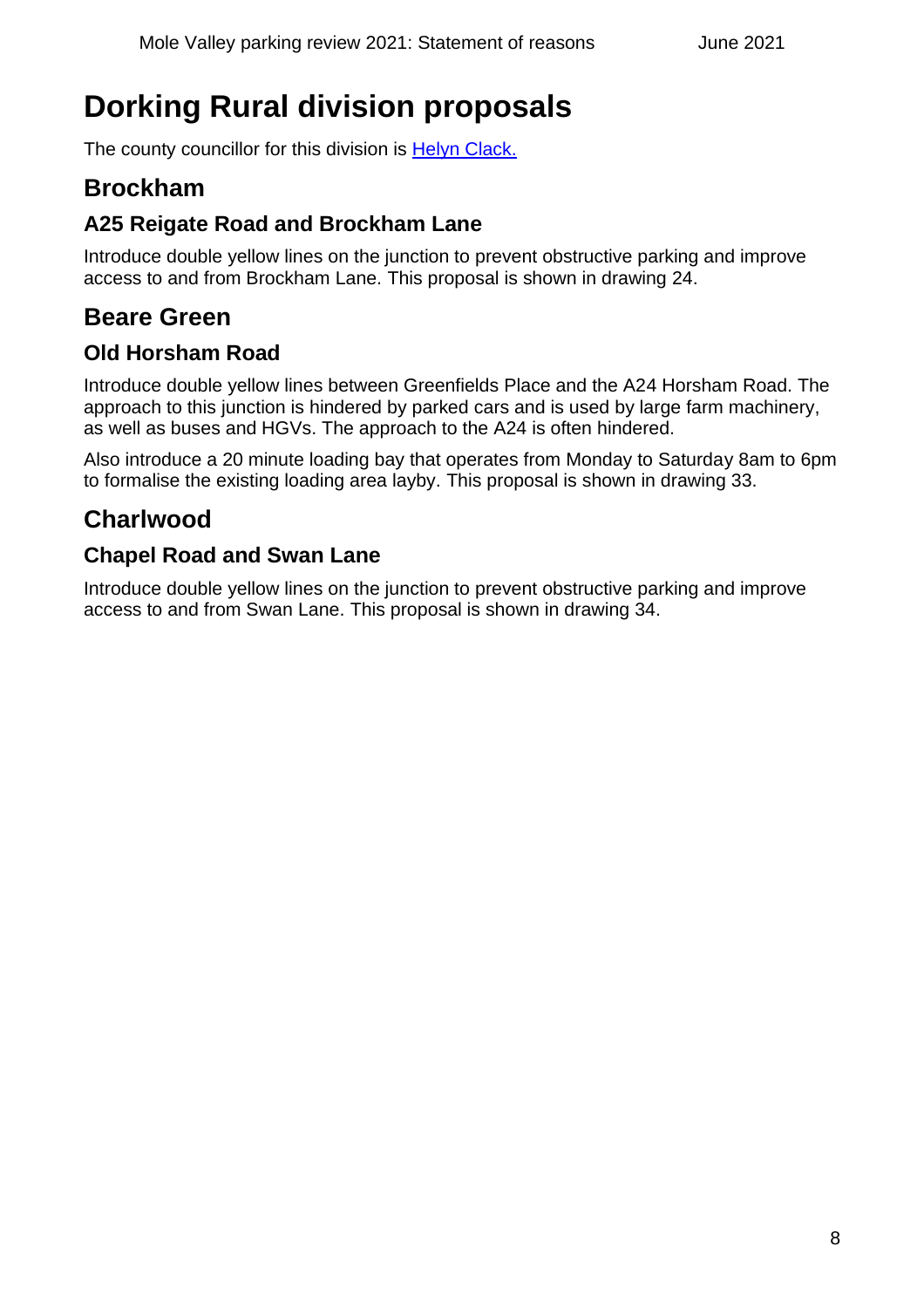# Dorking Rural division proposals

The county councillor for this division is [Helyn Clack.]

## Brockham

### A25 Reigate Road and Brockham Lane

Introduce double yellow lines on the junction to prevent obstructive parking and improve access to and from Brockham Lane. This proposal is shown in drawing 24.

## Beare Green

### Old Horsham Road

Introduce double yellow lines between Greenfields Place and the A24 Horsham Road. The approach to this junction is hindered by parked cars and is used by large farm machinery, as well as buses and HGVs. The approach to the A24 is often hindered.

Also introduce a 20 minute loading bay that operates from Monday to Saturday 8am to 6pm to formalise the existing loading area layby. This proposal is shown in drawing 33.

## Charlwood

### Chapel Road and Swan Lane

Introduce double yellow lines on the junction to prevent obstructive parking and improve access to and from Swan Lane. This proposal is shown in drawing 34.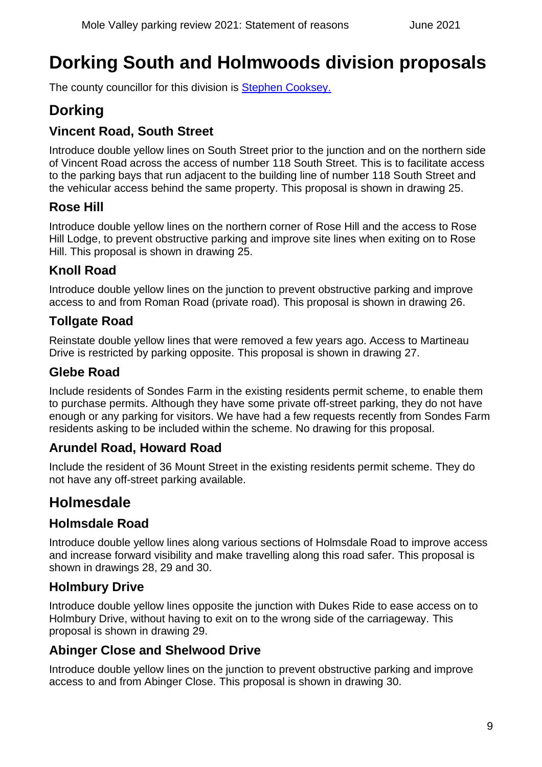# Dorking South and Holmwoods division proposals

The county councillor for this division is [Stephen Cooksey.]

## Dorking

### Vincent Road, South Street

Introduce double yellow lines on South Street prior to the junction and on the northern side of Vincent Road across the access of number 118 South Street. This is to facilitate access to the parking bays that run adjacent to the building line of number 118 South Street and the vehicular access behind the same property. This proposal is shown in drawing 25.

### Rose Hill

Introduce double yellow lines on the northern corner of Rose Hill and the access to Rose Hill Lodge, to prevent obstructive parking and improve site lines when exiting on to Rose Hill. This proposal is shown in drawing 25.

### Knoll Road

Introduce double yellow lines on the junction to prevent obstructive parking and improve access to and from Roman Road (private road). This proposal is shown in drawing 26.

### Tollgate Road

Reinstate double yellow lines that were removed a few years ago. Access to Martineau Drive is restricted by parking opposite. This proposal is shown in drawing 27.

### Glebe Road

Include residents of Sondes Farm in the existing residents permit scheme, to enable them to purchase permits. Although they have some private off-street parking, they do not have enough or any parking for visitors. We have had a few requests recently from Sondes Farm residents asking to be included within the scheme. No drawing for this proposal.

### Arundel Road, Howard Road

Include the resident of 36 Mount Street in the existing residents permit scheme. They do not have any off-street parking available.

## Holmesdale

### Holmsdale Road

Introduce double yellow lines along various sections of Holmsdale Road to improve access and increase forward visibility and make travelling along this road safer. This proposal is shown in drawings 28, 29 and 30.

### Holmbury Drive

Introduce double yellow lines opposite the junction with Dukes Ride to ease access on to Holmbury Drive, without having to exit on to the wrong side of the carriageway. This proposal is shown in drawing 29.

### Abinger Close and Shelwood Drive

Introduce double yellow lines on the junction to prevent obstructive parking and improve access to and from Abinger Close. This proposal is shown in drawing 30.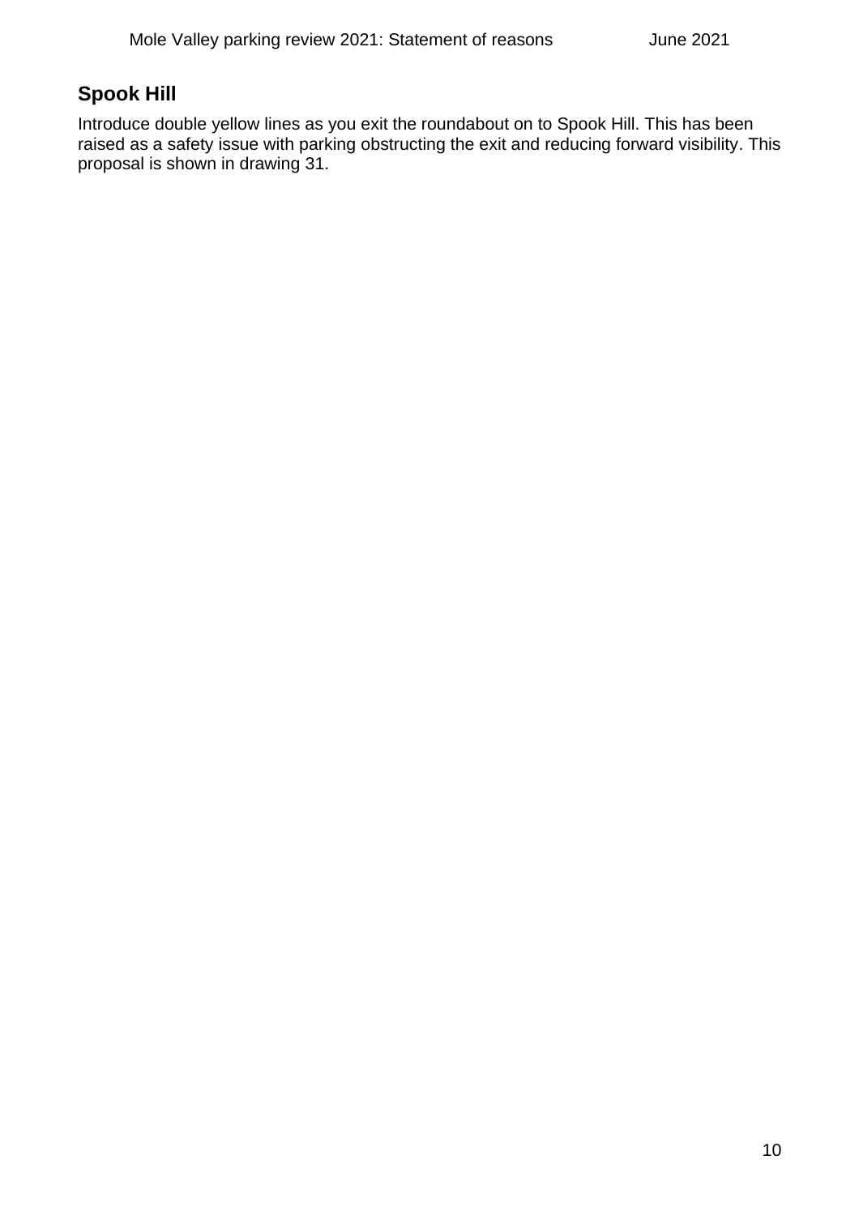## Spook Hill

Introduce double yellow lines as you exit the roundabout on to Spook Hill. This has been raised as a safety issue with parking obstructing the exit and reducing forward visibility. This proposal is shown in drawing 31.